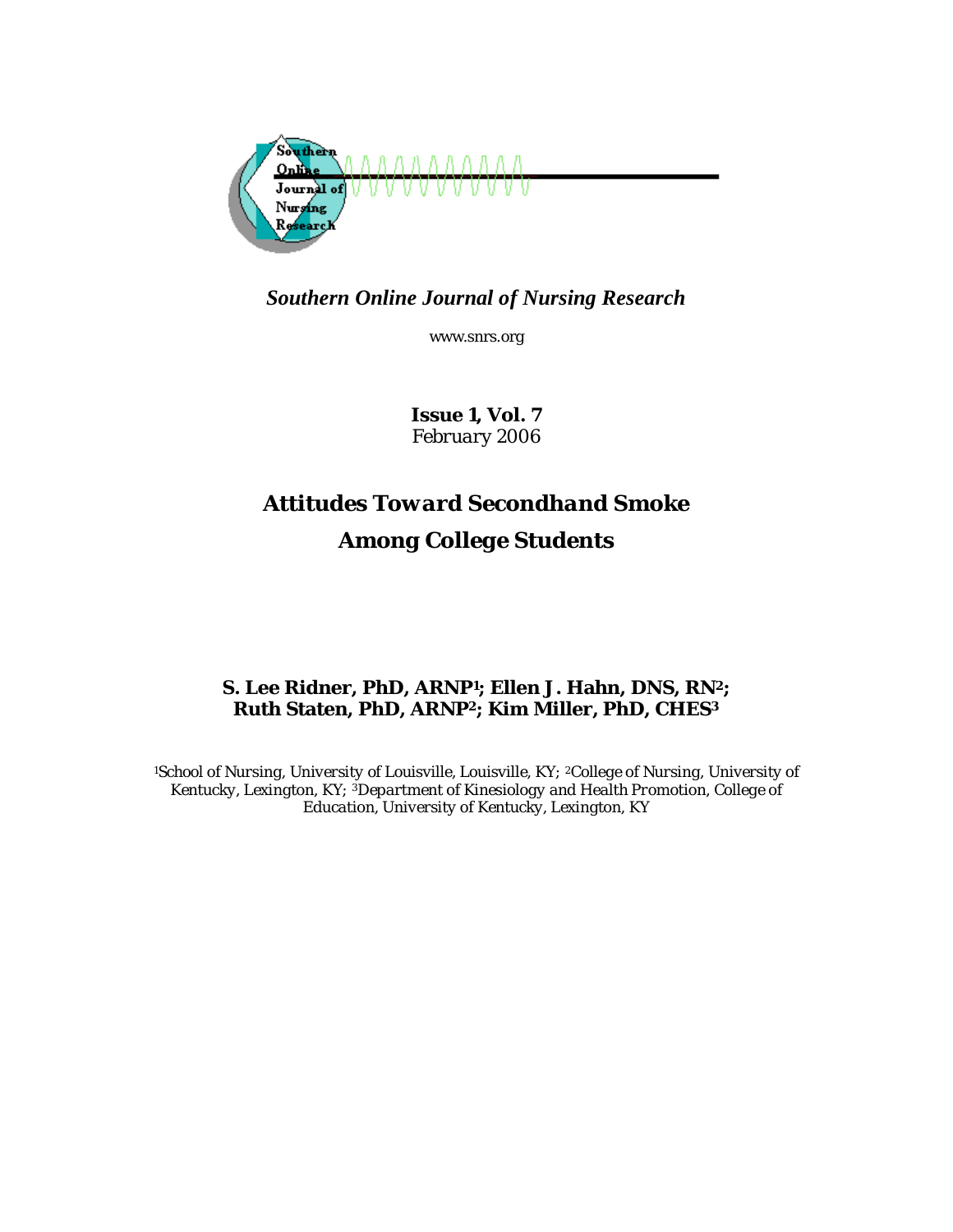*Southern Online Journal of Nursing Research*

www.snrs.org

**Issue 1, Vol. 7**
*February 2006*

# *Attitudes Toward Secondhand Smoke Among College Students*

**S. Lee Ridner, PhD, ARNP[1]; Ellen J. Hahn, DNS, RN[2]; Ruth Staten, PhD, ARNP[2]; Kim Miller, PhD, CHES[3]**

*[1]School of Nursing, University of Louisville, Louisville, KY; [2]College of Nursing, University of Kentucky, Lexington, KY; [3]Department of Kinesiology and Health Promotion, College of Education, University of Kentucky, Lexington, KY*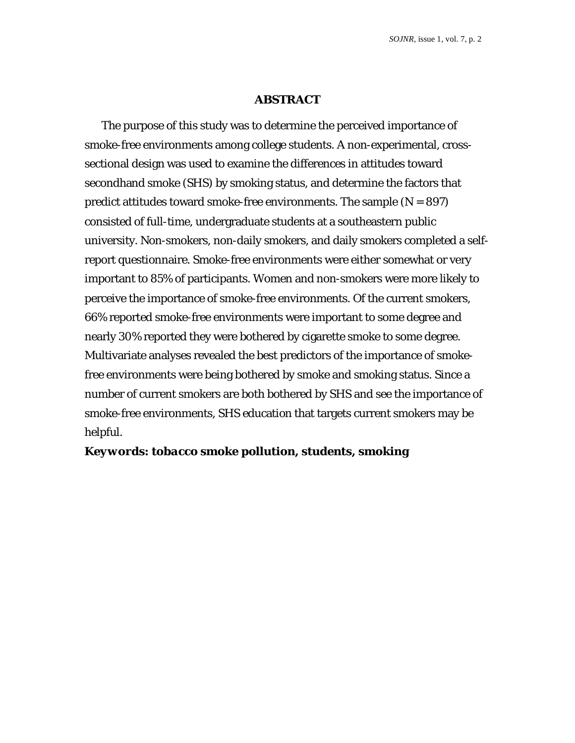## ABSTRACT

The purpose of this study was to determine the perceived importance of smoke-free environments among college students. A non-experimental, cross-sectional design was used to examine the differences in attitudes toward secondhand smoke (SHS) by smoking status, and determine the factors that predict attitudes toward smoke-free environments. The sample ($N = 897$) consisted of full-time, undergraduate students at a southeastern public university. Non-smokers, non-daily smokers, and daily smokers completed a self-report questionnaire. Smoke-free environments were either somewhat or very important to 85% of participants. Women and non-smokers were more likely to perceive the importance of smoke-free environments. Of the current smokers, 66% reported smoke-free environments were important to some degree and nearly 30% reported they were bothered by cigarette smoke to some degree. Multivariate analyses revealed the best predictors of the importance of smoke-free environments were being bothered by smoke and smoking status. Since a number of current smokers are both bothered by SHS and see the importance of smoke-free environments, SHS education that targets current smokers may be helpful.

**Keywords: *tobacco smoke pollution, students, smoking***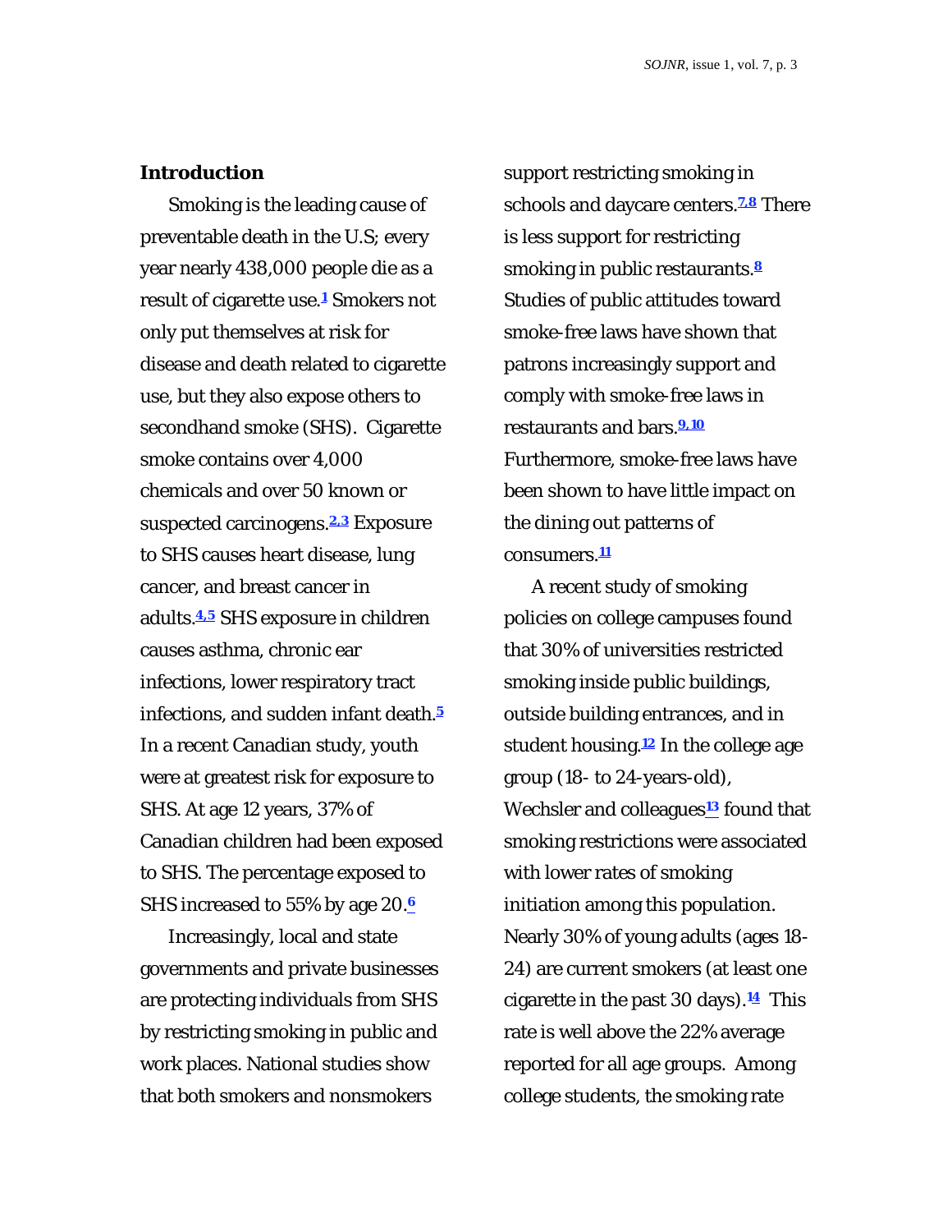## Introduction

Smoking is the leading cause of preventable death in the U.S; every year nearly 438,000 people die as a result of cigarette use.[1] Smokers not only put themselves at risk for disease and death related to cigarette use, but they also expose others to secondhand smoke (SHS). Cigarette smoke contains over 4,000 chemicals and over 50 known or suspected carcinogens.[2,3] Exposure to SHS causes heart disease, lung cancer, and breast cancer in adults.[4,5] SHS exposure in children causes asthma, chronic ear infections, lower respiratory tract infections, and sudden infant death.[5] In a recent Canadian study, youth were at greatest risk for exposure to SHS. At age 12 years, 37% of Canadian children had been exposed to SHS. The percentage exposed to SHS increased to 55% by age 20.[6]

Increasingly, local and state governments and private businesses are protecting individuals from SHS by restricting smoking in public and work places. National studies show that both smokers and nonsmokers support restricting smoking in schools and daycare centers.[7,8] There is less support for restricting smoking in public restaurants.[8] Studies of public attitudes toward smoke-free laws have shown that patrons increasingly support and comply with smoke-free laws in restaurants and bars.[9,10] Furthermore, smoke-free laws have been shown to have little impact on the dining out patterns of consumers.[11]

A recent study of smoking policies on college campuses found that 30% of universities restricted smoking inside public buildings, outside building entrances, and in student housing.[12] In the college age group (18- to 24-years-old), Wechsler and colleagues[13] found that smoking restrictions were associated with lower rates of smoking initiation among this population. Nearly 30% of young adults (ages 18-24) are current smokers (at least one cigarette in the past 30 days).[14] This rate is well above the 22% average reported for all age groups. Among college students, the smoking rate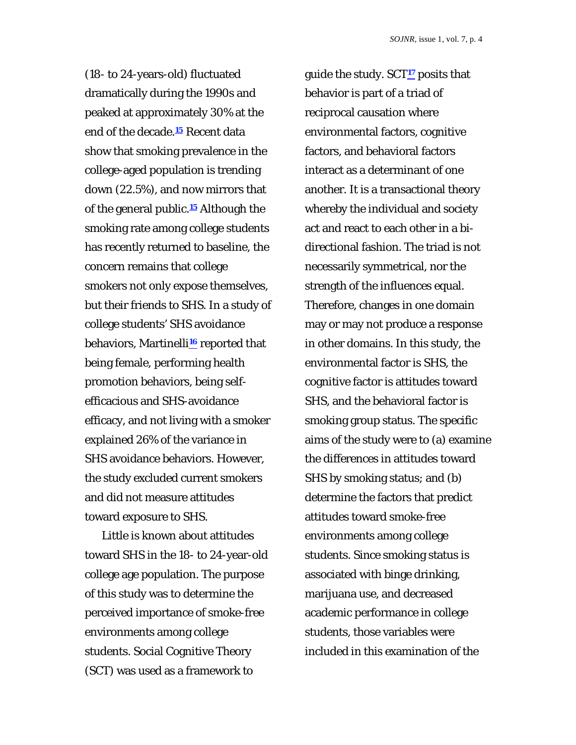(18- to 24-years-old) fluctuated dramatically during the 1990s and peaked at approximately 30% at the end of the decade.[15] Recent data show that smoking prevalence in the college-aged population is trending down (22.5%), and now mirrors that of the general public.[15] Although the smoking rate among college students has recently returned to baseline, the concern remains that college smokers not only expose themselves, but their friends to SHS. In a study of college students' SHS avoidance behaviors, Martinelli[16] reported that being female, performing health promotion behaviors, being self-efficacious and SHS-avoidance efficacy, and not living with a smoker explained 26% of the variance in SHS avoidance behaviors. However, the study excluded current smokers and did not measure attitudes toward exposure to SHS.

Little is known about attitudes toward SHS in the 18- to 24-year-old college age population. The purpose of this study was to determine the perceived importance of smoke-free environments among college students. Social Cognitive Theory (SCT) was used as a framework to guide the study. SCT[17] posits that behavior is part of a triad of reciprocal causation where environmental factors, cognitive factors, and behavioral factors interact as a determinant of one another. It is a transactional theory whereby the individual and society act and react to each other in a bi-directional fashion. The triad is not necessarily symmetrical, nor the strength of the influences equal. Therefore, changes in one domain may or may not produce a response in other domains. In this study, the environmental factor is SHS, the cognitive factor is attitudes toward SHS, and the behavioral factor is smoking group status. The specific aims of the study were to (a) examine the differences in attitudes toward SHS by smoking status; and (b) determine the factors that predict attitudes toward smoke-free environments among college students. Since smoking status is associated with binge drinking, marijuana use, and decreased academic performance in college students, those variables were included in this examination of the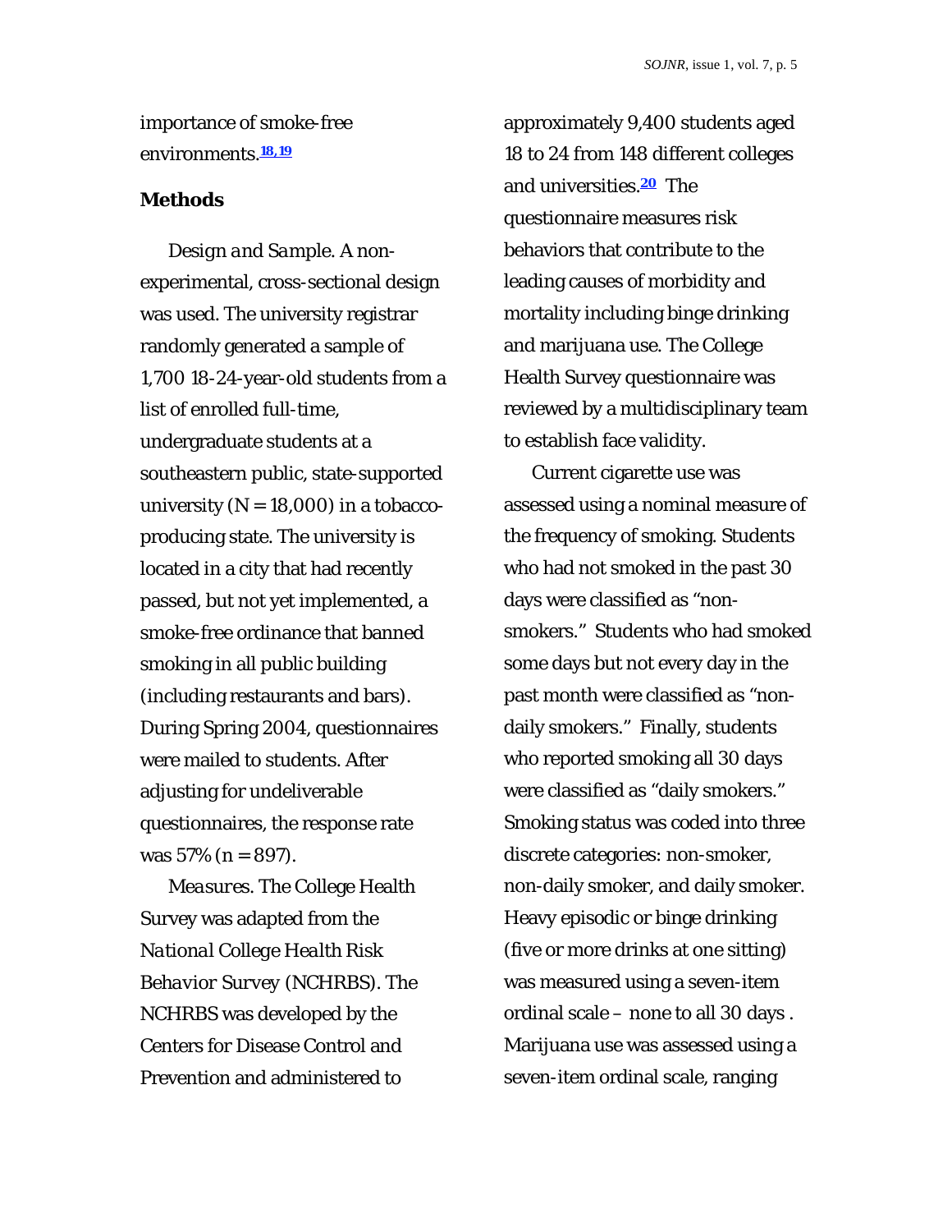importance of smoke-free environments.[18,19]

## Methods

*Design and Sample.* A non-experimental, cross-sectional design was used. The university registrar randomly generated a sample of 1,700 18-24-year-old students from a list of enrolled full-time, undergraduate students at a southeastern public, state-supported university (N = 18,000) in a tobacco-producing state. The university is located in a city that had recently passed, but not yet implemented, a smoke-free ordinance that banned smoking in all public building (including restaurants and bars). During Spring 2004, questionnaires were mailed to students. After adjusting for undeliverable questionnaires, the response rate was 57% (n = 897).

*Measures.* The College Health Survey was adapted from the *National College Health Risk Behavior Survey* (NCHRBS). The NCHRBS was developed by the Centers for Disease Control and Prevention and administered to approximately 9,400 students aged 18 to 24 from 148 different colleges and universities.[20] The questionnaire measures risk behaviors that contribute to the leading causes of morbidity and mortality including binge drinking and marijuana use. The College Health Survey questionnaire was reviewed by a multidisciplinary team to establish face validity.

Current cigarette use was assessed using a nominal measure of the frequency of smoking. Students who had not smoked in the past 30 days were classified as "non-smokers." Students who had smoked some days but not every day in the past month were classified as "non-daily smokers." Finally, students who reported smoking all 30 days were classified as "daily smokers." Smoking status was coded into three discrete categories: non-smoker, non-daily smoker, and daily smoker. Heavy episodic or binge drinking (five or more drinks at one sitting) was measured using a seven-item ordinal scale – none to all 30 days . Marijuana use was assessed using a seven-item ordinal scale, ranging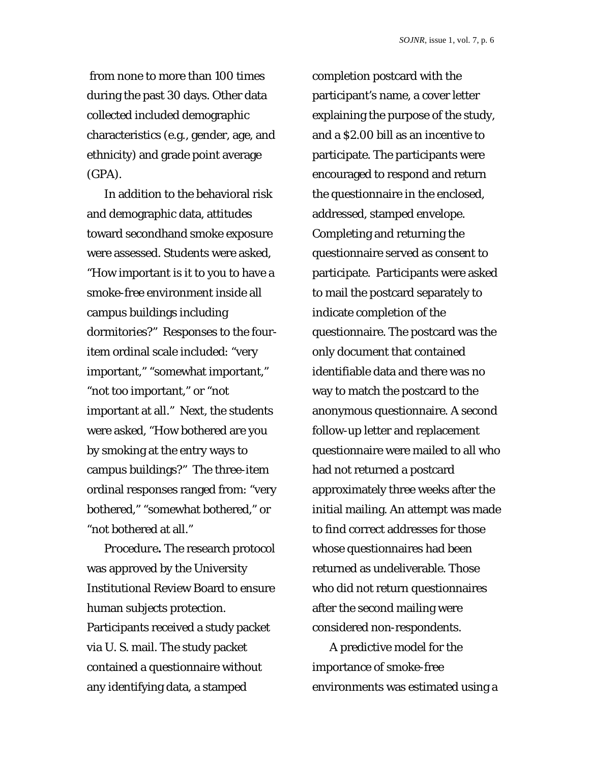from none to more than 100 times during the past 30 days. Other data collected included demographic characteristics (e.g., gender, age, and ethnicity) and grade point average (GPA).

In addition to the behavioral risk and demographic data, attitudes toward secondhand smoke exposure were assessed. Students were asked, "How important is it to you to have a smoke-free environment inside all campus buildings including dormitories?" Responses to the four-item ordinal scale included: "very important," "somewhat important," "not too important," or "not important at all." Next, the students were asked, "How bothered are you by smoking at the entry ways to campus buildings?" The three-item ordinal responses ranged from: "very bothered," "somewhat bothered," or "not bothered at all."

*Procedure***.** The research protocol was approved by the University Institutional Review Board to ensure human subjects protection. Participants received a study packet via U. S. mail. The study packet contained a questionnaire without any identifying data, a stamped completion postcard with the participant's name, a cover letter explaining the purpose of the study, and a $2.00 bill as an incentive to participate. The participants were encouraged to respond and return the questionnaire in the enclosed, addressed, stamped envelope. Completing and returning the questionnaire served as consent to participate. Participants were asked to mail the postcard separately to indicate completion of the questionnaire. The postcard was the only document that contained identifiable data and there was no way to match the postcard to the anonymous questionnaire. A second follow-up letter and replacement questionnaire were mailed to all who had not returned a postcard approximately three weeks after the initial mailing. An attempt was made to find correct addresses for those whose questionnaires had been returned as undeliverable. Those who did not return questionnaires after the second mailing were considered non-respondents.

A predictive model for the importance of smoke-free environments was estimated using a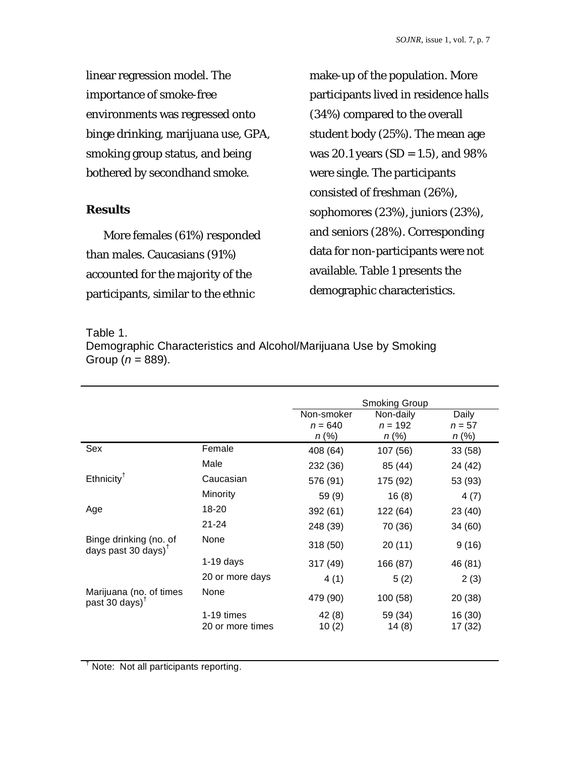linear regression model. The importance of smoke-free environments was regressed onto binge drinking, marijuana use, GPA, smoking group status, and being bothered by secondhand smoke.

## Results

More females (61%) responded than males. Caucasians (91%) accounted for the majority of the participants, similar to the ethnic make-up of the population. More participants lived in residence halls (34%) compared to the overall student body (25%). The mean age was 20.1 years (SD = 1.5), and 98% were single. The participants consisted of freshman (26%), sophomores (23%), juniors (23%), and seniors (28%). Corresponding data for non-participants were not available. Table 1 presents the demographic characteristics.

Table 1.
Demographic Characteristics and Alcohol/Marijuana Use by Smoking Group (*n* = 889).

| | | Smoking Group | | |
|---|---|---|---|---|
| | | Non-smoker *n* = 640 *n* (%) | Non-daily *n* = 192 *n* (%) | Daily *n* = 57 *n* (%) |
| Sex | Female | 408 (64) | 107 (56) | 33 (58) |
| | Male | 232 (36) | 85 (44) | 24 (42) |
| Ethnicity[†] | Caucasian | 576 (91) | 175 (92) | 53 (93) |
| | Minority | 59 (9) | 16 (8) | 4 (7) |
| Age | 18-20 | 392 (61) | 122 (64) | 23 (40) |
| | 21-24 | 248 (39) | 70 (36) | 34 (60) |
| Binge drinking (no. of days past 30 days)[†] | None | 318 (50) | 20 (11) | 9 (16) |
| | 1-19 days | 317 (49) | 166 (87) | 46 (81) |
| | 20 or more days | 4 (1) | 5 (2) | 2 (3) |
| Marijuana (no. of times past 30 days)[†] | None | 479 (90) | 100 (58) | 20 (38) |
| | 1-19 times | 42 (8) | 59 (34) | 16 (30) |
| | 20 or more times | 10 (2) | 14 (8) | 17 (32) |

[†] Note: Not all participants reporting.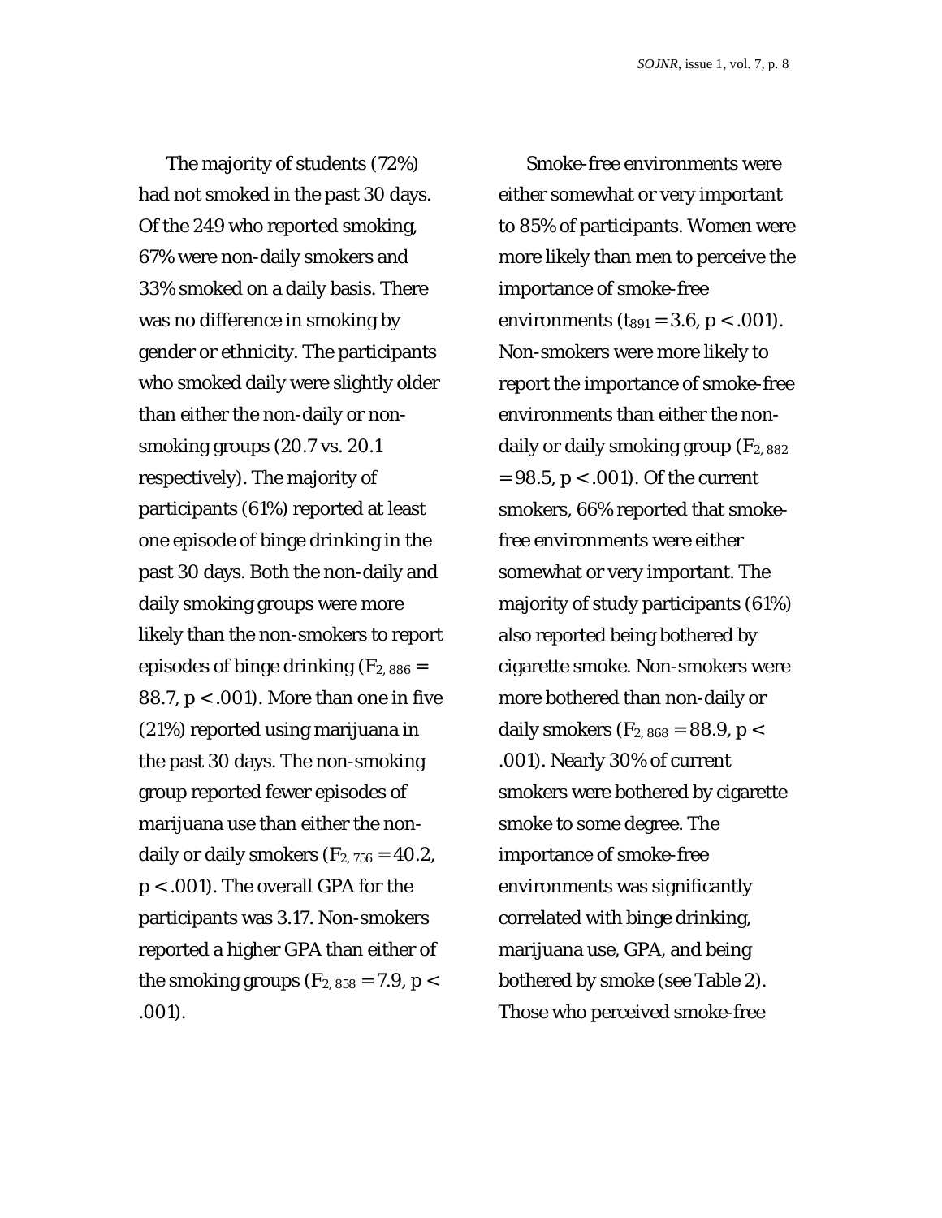The majority of students (72%) had not smoked in the past 30 days. Of the 249 who reported smoking, 67% were non-daily smokers and 33% smoked on a daily basis. There was no difference in smoking by gender or ethnicity. The participants who smoked daily were slightly older than either the non-daily or non-smoking groups (20.7 vs. 20.1 respectively). The majority of participants (61%) reported at least one episode of binge drinking in the past 30 days. Both the non-daily and daily smoking groups were more likely than the non-smokers to report episodes of binge drinking ($F_{2, 886} = 88.7$, $p < .001$). More than one in five (21%) reported using marijuana in the past 30 days. The non-smoking group reported fewer episodes of marijuana use than either the non-daily or daily smokers ($F_{2, 756} = 40.2$, $p < .001$). The overall GPA for the participants was 3.17. Non-smokers reported a higher GPA than either of the smoking groups ($F_{2, 858} = 7.9$, $p < .001$).

Smoke-free environments were either somewhat or very important to 85% of participants. Women were more likely than men to perceive the importance of smoke-free environments ($t_{891} = 3.6$, $p < .001$). Non-smokers were more likely to report the importance of smoke-free environments than either the non-daily or daily smoking group ($F_{2, 882} = 98.5$, $p < .001$). Of the current smokers, 66% reported that smoke-free environments were either somewhat or very important. The majority of study participants (61%) also reported being bothered by cigarette smoke. Non-smokers were more bothered than non-daily or daily smokers ($F_{2, 868} = 88.9$, $p < .001$). Nearly 30% of current smokers were bothered by cigarette smoke to some degree. The importance of smoke-free environments was significantly correlated with binge drinking, marijuana use, GPA, and being bothered by smoke (see Table 2). Those who perceived smoke-free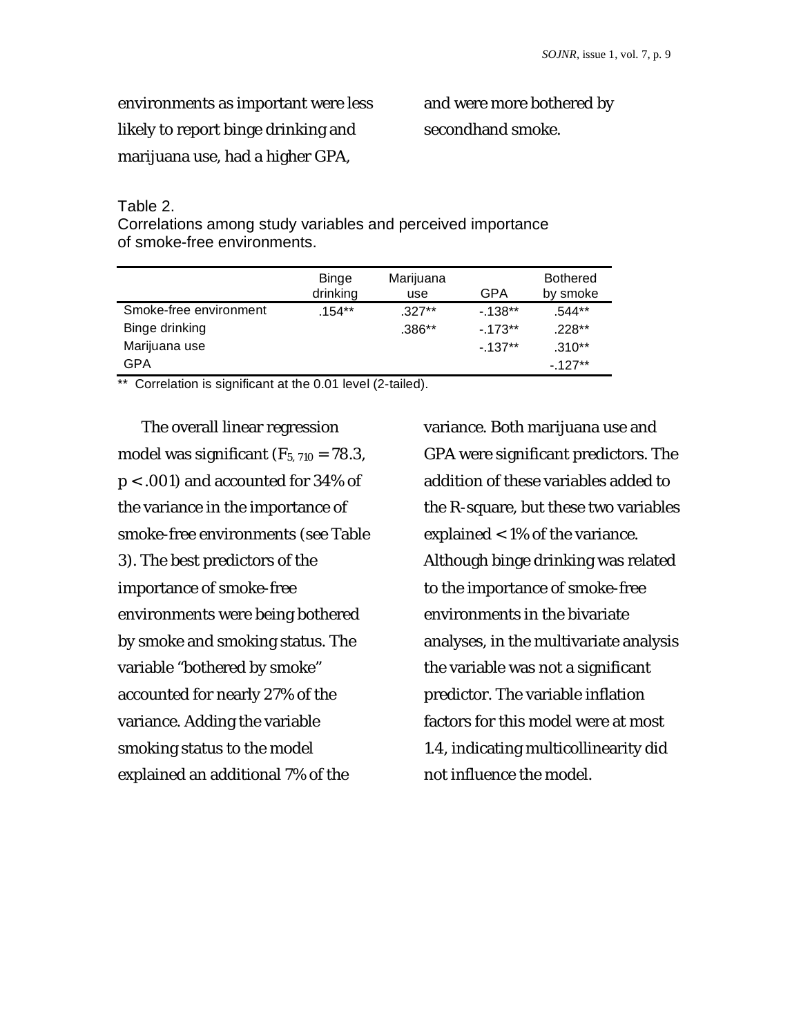environments as important were less likely to report binge drinking and marijuana use, had a higher GPA, and were more bothered by secondhand smoke.

Table 2.
Correlations among study variables and perceived importance of smoke-free environments.

| | Binge drinking | Marijuana use | GPA | Bothered by smoke |
|---|---|---|---|---|
| Smoke-free environment | .154** | .327** | -.138** | .544** |
| Binge drinking | | .386** | -.173** | .228** |
| Marijuana use | | | -.137** | .310** |
| GPA | | | | -.127** |

** Correlation is significant at the 0.01 level (2-tailed).

The overall linear regression model was significant ($F_{5,\,710} = 78.3$, $p < .001$) and accounted for 34% of the variance in the importance of smoke-free environments (see Table 3). The best predictors of the importance of smoke-free environments were being bothered by smoke and smoking status. The variable "bothered by smoke" accounted for nearly 27% of the variance. Adding the variable smoking status to the model explained an additional 7% of the variance. Both marijuana use and GPA were significant predictors. The addition of these variables added to the R-square, but these two variables explained < 1% of the variance. Although binge drinking was related to the importance of smoke-free environments in the bivariate analyses, in the multivariate analysis the variable was not a significant predictor. The variable inflation factors for this model were at most 1.4, indicating multicollinearity did not influence the model.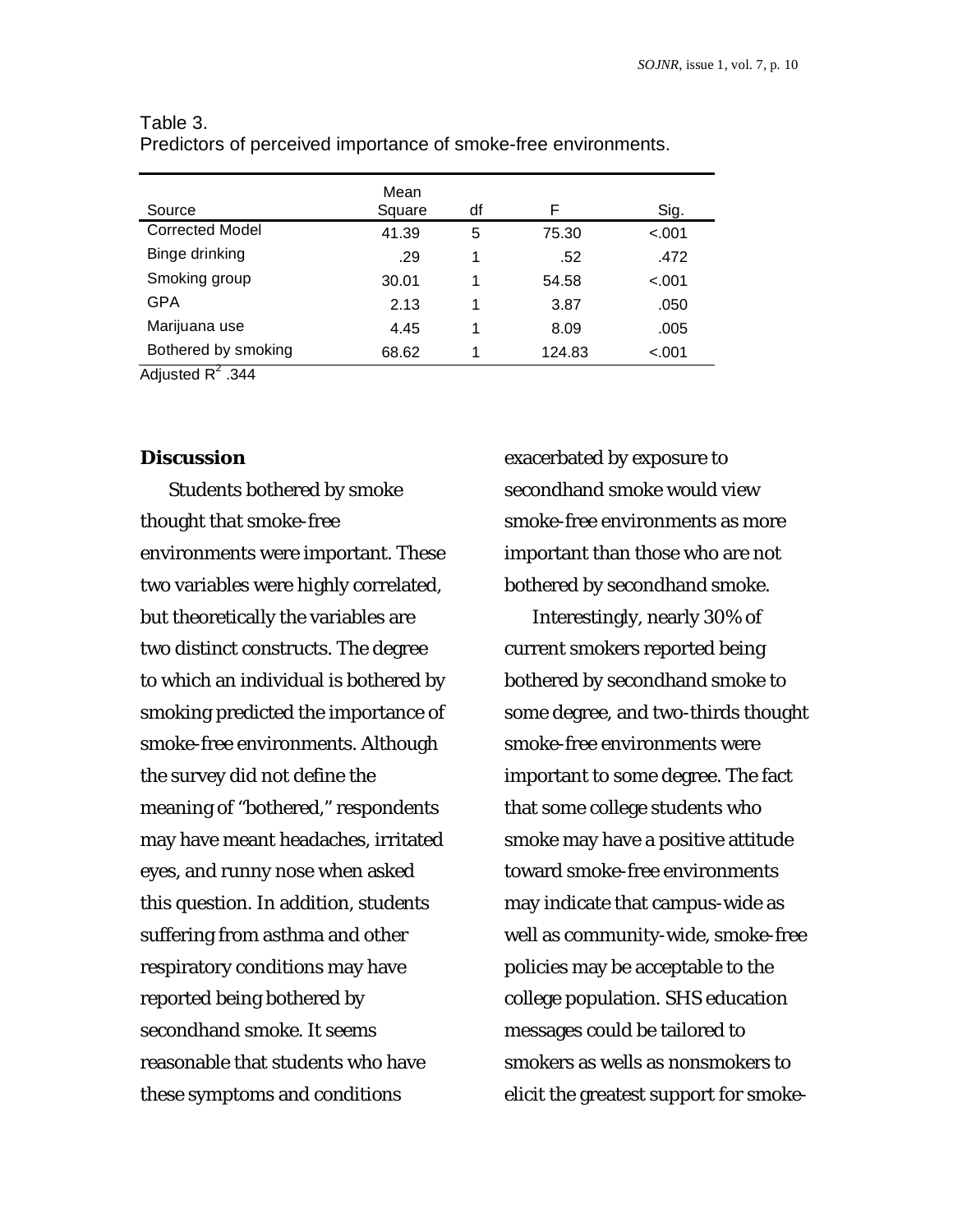Table 3.
Predictors of perceived importance of smoke-free environments.

| Source | Mean Square | df | F | Sig. |
|---|---|---|---|---|
| Corrected Model | 41.39 | 5 | 75.30 | <.001 |
| Binge drinking | .29 | 1 | .52 | .472 |
| Smoking group | 30.01 | 1 | 54.58 | <.001 |
| GPA | 2.13 | 1 | 3.87 | .050 |
| Marijuana use | 4.45 | 1 | 8.09 | .005 |
| Bothered by smoking | 68.62 | 1 | 124.83 | <.001 |

Adjusted $R^2$ .344

## Discussion

Students bothered by smoke thought that smoke-free environments were important. These two variables were highly correlated, but theoretically the variables are two distinct constructs. The degree to which an individual is bothered by smoking predicted the importance of smoke-free environments. Although the survey did not define the meaning of "bothered," respondents may have meant headaches, irritated eyes, and runny nose when asked this question. In addition, students suffering from asthma and other respiratory conditions may have reported being bothered by secondhand smoke. It seems reasonable that students who have these symptoms and conditions exacerbated by exposure to secondhand smoke would view smoke-free environments as more important than those who are not bothered by secondhand smoke.

Interestingly, nearly 30% of current smokers reported being bothered by secondhand smoke to some degree, and two-thirds thought smoke-free environments were important to some degree. The fact that some college students who smoke may have a positive attitude toward smoke-free environments may indicate that campus-wide as well as community-wide, smoke-free policies may be acceptable to the college population. SHS education messages could be tailored to smokers as wells as nonsmokers to elicit the greatest support for smoke-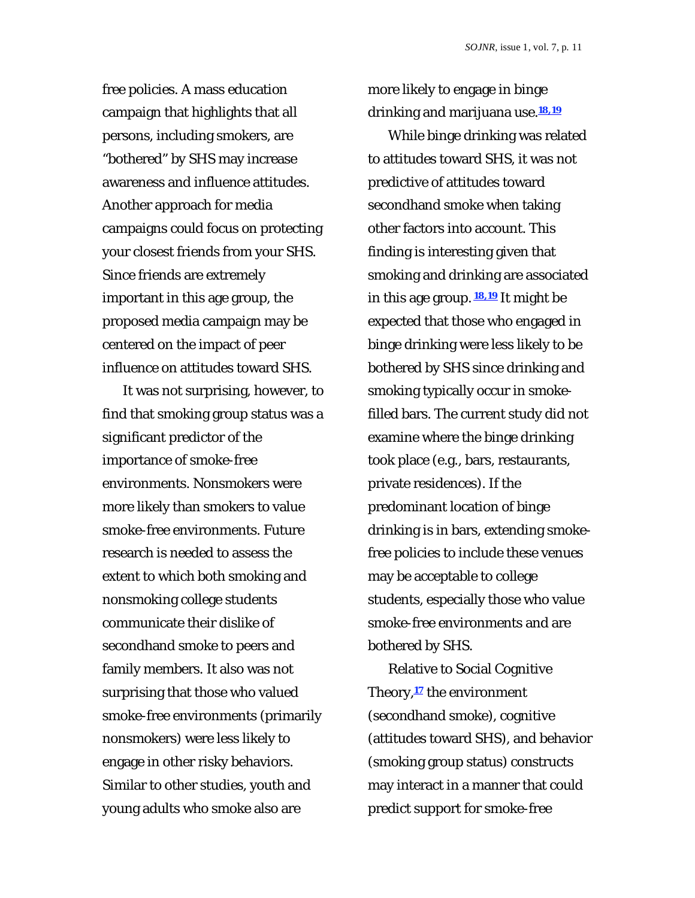free policies. A mass education campaign that highlights that all persons, including smokers, are "bothered" by SHS may increase awareness and influence attitudes. Another approach for media campaigns could focus on protecting your closest friends from your SHS. Since friends are extremely important in this age group, the proposed media campaign may be centered on the impact of peer influence on attitudes toward SHS.

It was not surprising, however, to find that smoking group status was a significant predictor of the importance of smoke-free environments. Nonsmokers were more likely than smokers to value smoke-free environments. Future research is needed to assess the extent to which both smoking and nonsmoking college students communicate their dislike of secondhand smoke to peers and family members. It also was not surprising that those who valued smoke-free environments (primarily nonsmokers) were less likely to engage in other risky behaviors. Similar to other studies, youth and young adults who smoke also are more likely to engage in binge drinking and marijuana use.[18,19]

While binge drinking was related to attitudes toward SHS, it was not predictive of attitudes toward secondhand smoke when taking other factors into account. This finding is interesting given that smoking and drinking are associated in this age group. [18,19] It might be expected that those who engaged in binge drinking were less likely to be bothered by SHS since drinking and smoking typically occur in smoke-filled bars. The current study did not examine where the binge drinking took place (e.g., bars, restaurants, private residences). If the predominant location of binge drinking is in bars, extending smoke-free policies to include these venues may be acceptable to college students, especially those who value smoke-free environments and are bothered by SHS.

Relative to Social Cognitive Theory,[17] the environment (secondhand smoke), cognitive (attitudes toward SHS), and behavior (smoking group status) constructs may interact in a manner that could predict support for smoke-free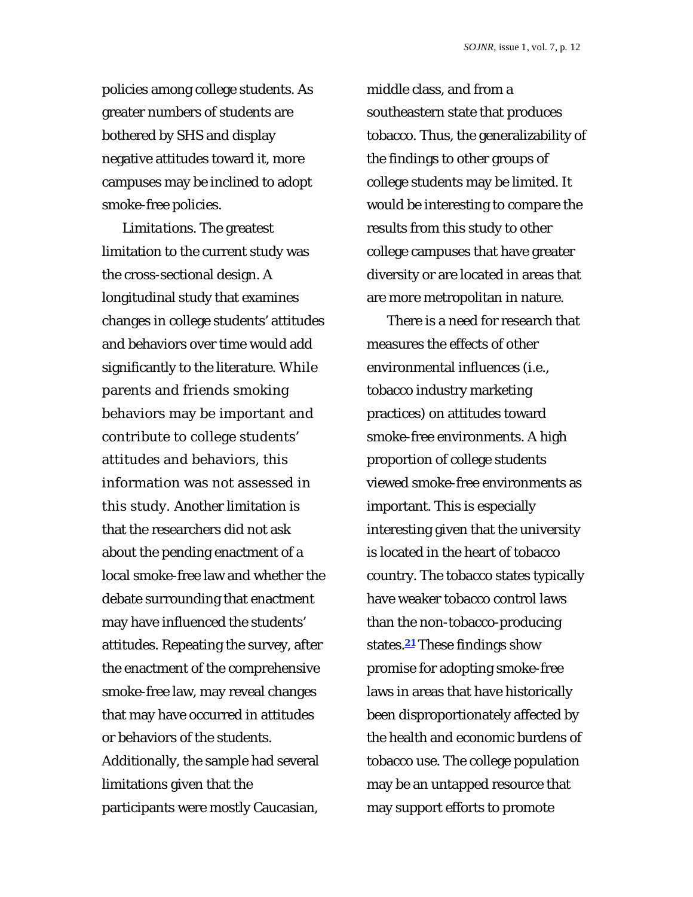policies among college students. As greater numbers of students are bothered by SHS and display negative attitudes toward it, more campuses may be inclined to adopt smoke-free policies.

*Limitations*. The greatest limitation to the current study was the cross-sectional design. A longitudinal study that examines changes in college students' attitudes and behaviors over time would add significantly to the literature. While parents and friends smoking behaviors may be important and contribute to college students' attitudes and behaviors, this information was not assessed in this study. Another limitation is that the researchers did not ask about the pending enactment of a local smoke-free law and whether the debate surrounding that enactment may have influenced the students' attitudes. Repeating the survey, after the enactment of the comprehensive smoke-free law, may reveal changes that may have occurred in attitudes or behaviors of the students. Additionally, the sample had several limitations given that the participants were mostly Caucasian, middle class, and from a southeastern state that produces tobacco. Thus, the generalizability of the findings to other groups of college students may be limited. It would be interesting to compare the results from this study to other college campuses that have greater diversity or are located in areas that are more metropolitan in nature.

There is a need for research that measures the effects of other environmental influences (i.e., tobacco industry marketing practices) on attitudes toward smoke-free environments. A high proportion of college students viewed smoke-free environments as important. This is especially interesting given that the university is located in the heart of tobacco country. The tobacco states typically have weaker tobacco control laws than the non-tobacco-producing states.[21] These findings show promise for adopting smoke-free laws in areas that have historically been disproportionately affected by the health and economic burdens of tobacco use. The college population may be an untapped resource that may support efforts to promote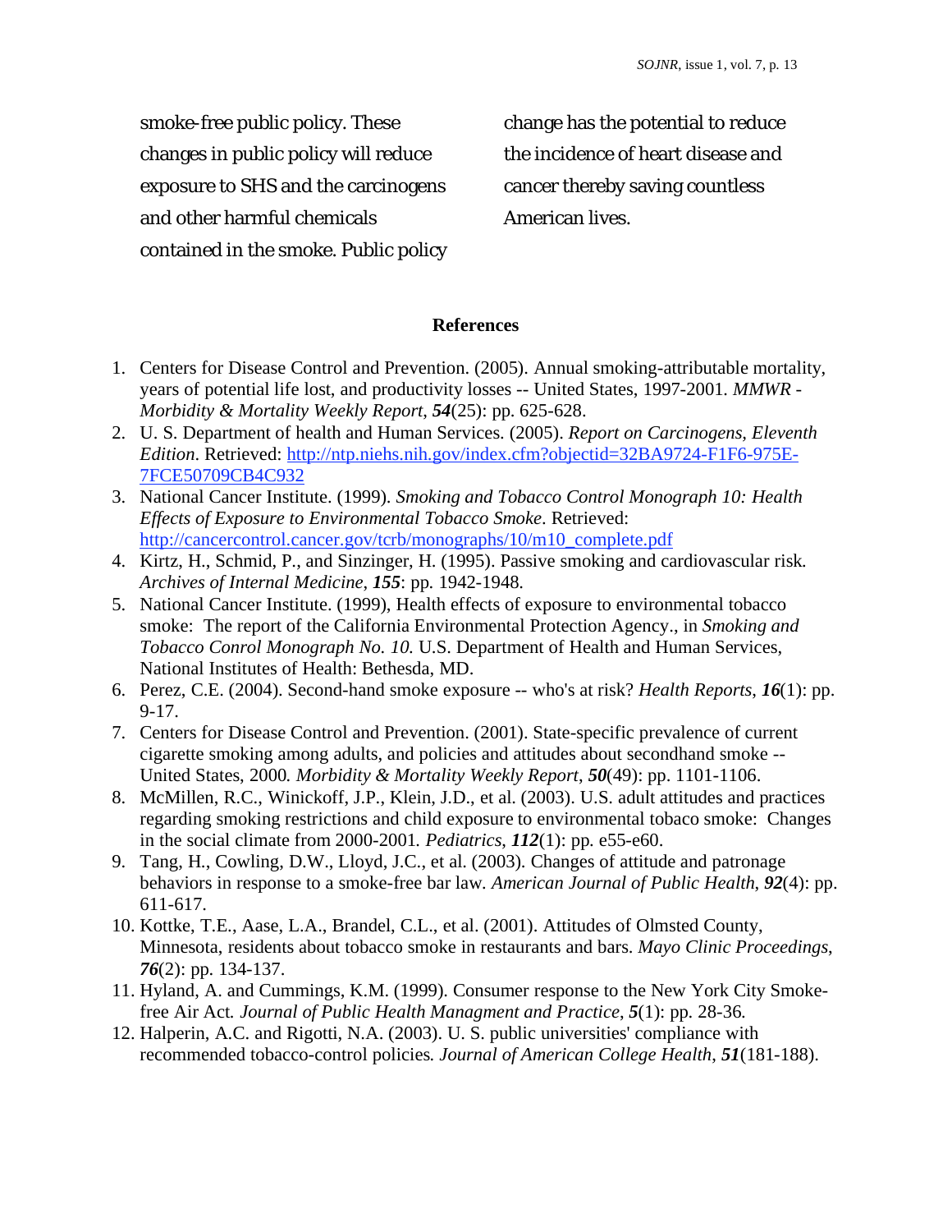smoke-free public policy. These changes in public policy will reduce exposure to SHS and the carcinogens and other harmful chemicals contained in the smoke. Public policy change has the potential to reduce the incidence of heart disease and cancer thereby saving countless American lives.

## References

1. Centers for Disease Control and Prevention. (2005). Annual smoking-attributable mortality, years of potential life lost, and productivity losses -- United States, 1997-2001. *MMWR - Morbidity & Mortality Weekly Report*, ***54***(25): pp. 625-628.
2. U. S. Department of health and Human Services. (2005). *Report on Carcinogens, Eleventh Edition*. Retrieved: [http://ntp.niehs.nih.gov/index.cfm?objectid=32BA9724-F1F6-975E-7FCE50709CB4C932](http://ntp.niehs.nih.gov/index.cfm?objectid=32BA9724-F1F6-975E-7FCE50709CB4C932)
3. National Cancer Institute. (1999). *Smoking and Tobacco Control Monograph 10: Health Effects of Exposure to Environmental Tobacco Smoke*. Retrieved: [http://cancercontrol.cancer.gov/tcrb/monographs/10/m10_complete.pdf](http://cancercontrol.cancer.gov/tcrb/monographs/10/m10_complete.pdf)
4. Kirtz, H., Schmid, P., and Sinzinger, H. (1995). Passive smoking and cardiovascular risk. *Archives of Internal Medicine*, ***155***: pp. 1942-1948.
5. National Cancer Institute. (1999), Health effects of exposure to environmental tobacco smoke: The report of the California Environmental Protection Agency., in *Smoking and Tobacco Conrol Monograph No. 10*. U.S. Department of Health and Human Services, National Institutes of Health: Bethesda, MD.
6. Perez, C.E. (2004). Second-hand smoke exposure -- who's at risk? *Health Reports*, ***16***(1): pp. 9-17.
7. Centers for Disease Control and Prevention. (2001). State-specific prevalence of current cigarette smoking among adults, and policies and attitudes about secondhand smoke -- United States, 2000. *Morbidity & Mortality Weekly Report*, ***50***(49): pp. 1101-1106.
8. McMillen, R.C., Winickoff, J.P., Klein, J.D., et al. (2003). U.S. adult attitudes and practices regarding smoking restrictions and child exposure to environmental tobaco smoke: Changes in the social climate from 2000-2001. *Pediatrics*, ***112***(1): pp. e55-e60.
9. Tang, H., Cowling, D.W., Lloyd, J.C., et al. (2003). Changes of attitude and patronage behaviors in response to a smoke-free bar law. *American Journal of Public Health*, ***92***(4): pp. 611-617.
10. Kottke, T.E., Aase, L.A., Brandel, C.L., et al. (2001). Attitudes of Olmsted County, Minnesota, residents about tobacco smoke in restaurants and bars. *Mayo Clinic Proceedings*, ***76***(2): pp. 134-137.
11. Hyland, A. and Cummings, K.M. (1999). Consumer response to the New York City Smoke-free Air Act. *Journal of Public Health Managment and Practice*, ***5***(1): pp. 28-36.
12. Halperin, A.C. and Rigotti, N.A. (2003). U. S. public universities' compliance with recommended tobacco-control policies. *Journal of American College Health*, ***51***(181-188).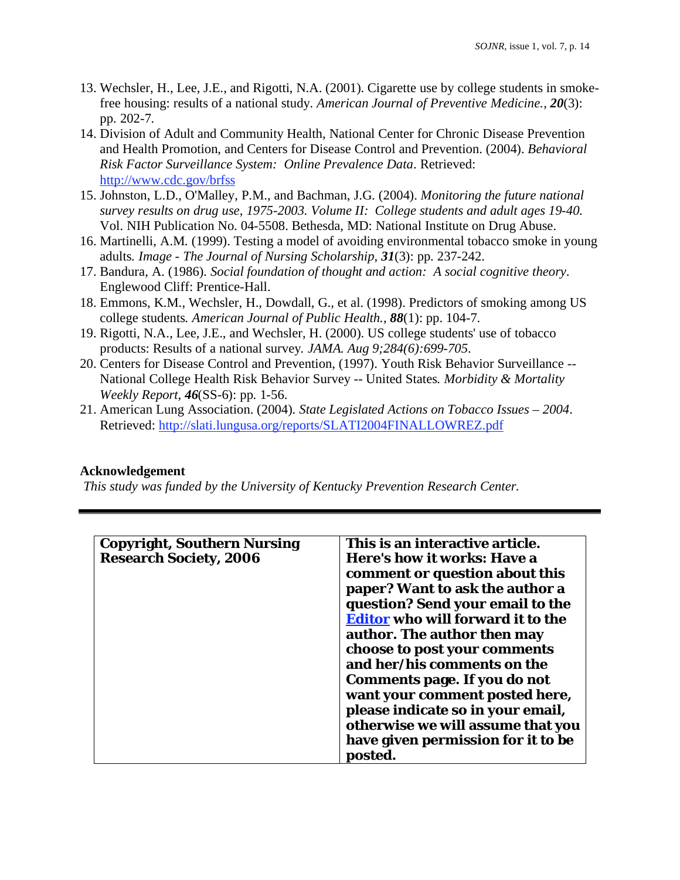13. Wechsler, H., Lee, J.E., and Rigotti, N.A. (2001). Cigarette use by college students in smoke-free housing: results of a national study. *American Journal of Preventive Medicine.*, ***20***(3): pp. 202-7.
14. Division of Adult and Community Health, National Center for Chronic Disease Prevention and Health Promotion, and Centers for Disease Control and Prevention. (2004). *Behavioral Risk Factor Surveillance System: Online Prevalence Data*. Retrieved: http://www.cdc.gov/brfss
15. Johnston, L.D., O'Malley, P.M., and Bachman, J.G. (2004). *Monitoring the future national survey results on drug use, 1975-2003. Volume II: College students and adult ages 19-40.* Vol. NIH Publication No. 04-5508. Bethesda, MD: National Institute on Drug Abuse.
16. Martinelli, A.M. (1999). Testing a model of avoiding environmental tobacco smoke in young adults. *Image - The Journal of Nursing Scholarship*, ***31***(3): pp. 237-242.
17. Bandura, A. (1986). *Social foundation of thought and action: A social cognitive theory*. Englewood Cliff: Prentice-Hall.
18. Emmons, K.M., Wechsler, H., Dowdall, G., et al. (1998). Predictors of smoking among US college students. *American Journal of Public Health.*, ***88***(1): pp. 104-7.
19. Rigotti, N.A., Lee, J.E., and Wechsler, H. (2000). US college students' use of tobacco products: Results of a national survey. *JAMA. Aug 9;284(6):699-705*.
20. Centers for Disease Control and Prevention, (1997). Youth Risk Behavior Surveillance -- National College Health Risk Behavior Survey -- United States. *Morbidity & Mortality Weekly Report*, ***46***(SS-6): pp. 1-56.
21. American Lung Association. (2004). *State Legislated Actions on Tobacco Issues – 2004*. Retrieved: http://slati.lungusa.org/reports/SLATI2004FINALLOWREZ.pdf

**Acknowledgement**

*This study was funded by the University of Kentucky Prevention Research Center.*

---

| | |
|---|---|
| **Copyright, Southern Nursing Research Society, 2006** | **This is an interactive article. Here's how it works: Have a comment or question about this paper? Want to ask the author a question? Send your email to the Editor who will forward it to the author. The author then may choose to post your comments and her/his comments on the Comments page. If you do not want your comment posted here, please indicate so in your email, otherwise we will assume that you have given permission for it to be posted.** |